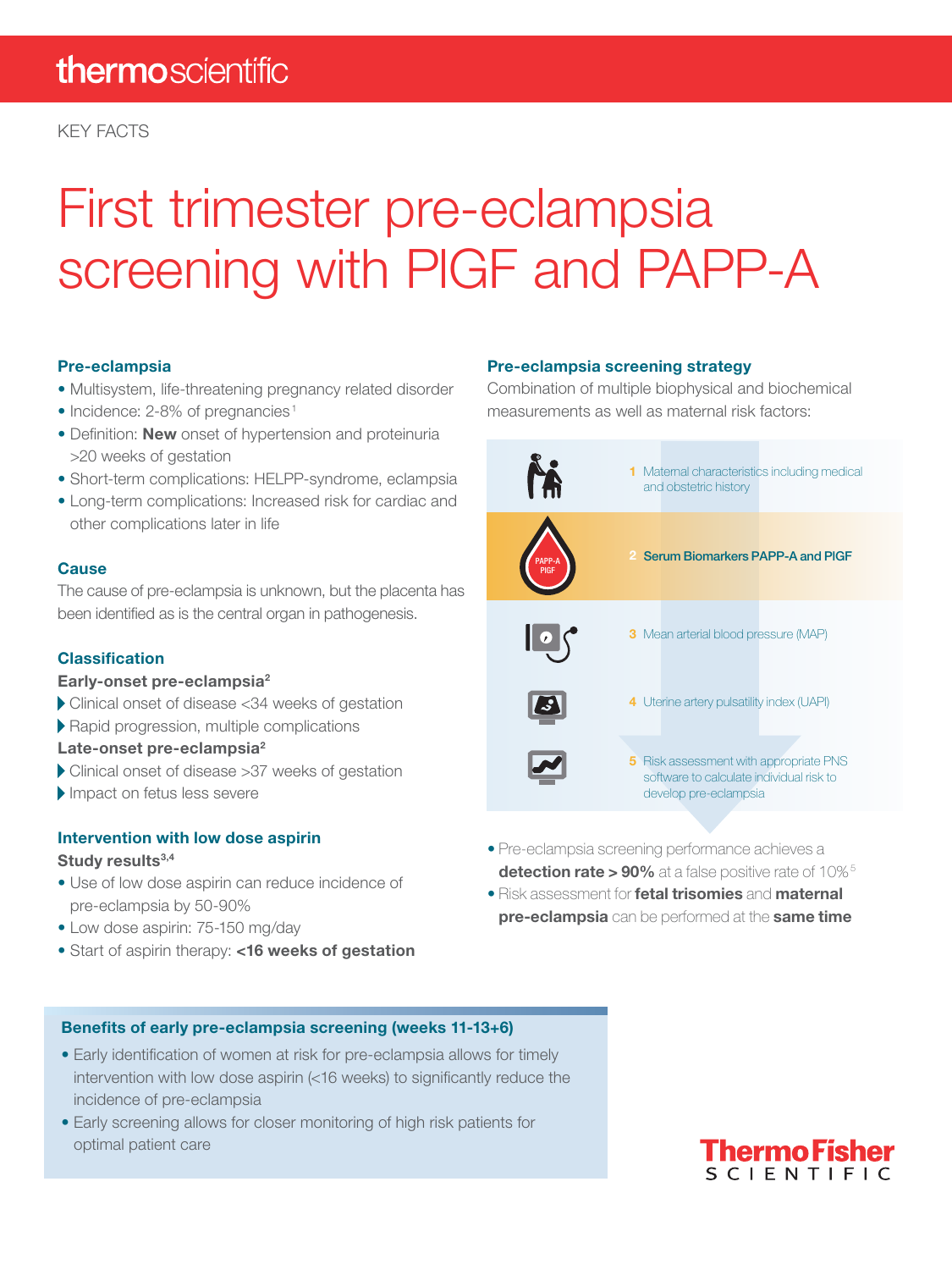thermoscientific

KEY FACTS

# First trimester pre-eclampsia screening with PlGF and PAPP-A

## Pre-eclampsia

- Multisystem, life-threatening pregnancy related disorder
- Incidence: 2-8% of pregnancies[1]
- Definition: **New** onset of hypertension and proteinuria >20 weeks of gestation
- Short-term complications: HELPP-syndrome, eclampsia
- Long-term complications: Increased risk for cardiac and other complications later in life

## Cause

The cause of pre-eclampsia is unknown, but the placenta has been identified as is the central organ in pathogenesis.

## Classification

**Early-onset pre-eclampsia[2]**

- Clinical onset of disease <34 weeks of gestation
- Rapid progression, multiple complications

**Late-onset pre-eclampsia[2]**

- Clinical onset of disease >37 weeks of gestation
- Impact on fetus less severe

## Intervention with low dose aspirin

**Study results[3,4]**

- Use of low dose aspirin can reduce incidence of pre-eclampsia by 50-90%
- Low dose aspirin: 75-150 mg/day
- Start of aspirin therapy: **<16 weeks of gestation**

## Pre-eclampsia screening strategy

Combination of multiple biophysical and biochemical measurements as well as maternal risk factors:

1. Maternal characteristics including medical and obstetric history
2. **Serum Biomarkers PAPP-A and PlGF**
3. Mean arterial blood pressure (MAP)
4. Uterine artery pulsatility index (UAPI)
5. Risk assessment with appropriate PNS software to calculate individual risk to develop pre-eclampsia

- Pre-eclampsia screening performance achieves a **detection rate > 90%** at a false positive rate of 10%[5]
- Risk assessment for **fetal trisomies** and **maternal pre-eclampsia** can be performed at the **same time**

## Benefits of early pre-eclampsia screening (weeks 11-13+6)

- Early identification of women at risk for pre-eclampsia allows for timely intervention with low dose aspirin (<16 weeks) to significantly reduce the incidence of pre-eclampsia
- Early screening allows for closer monitoring of high risk patients for optimal patient care

ThermoFisher SCIENTIFIC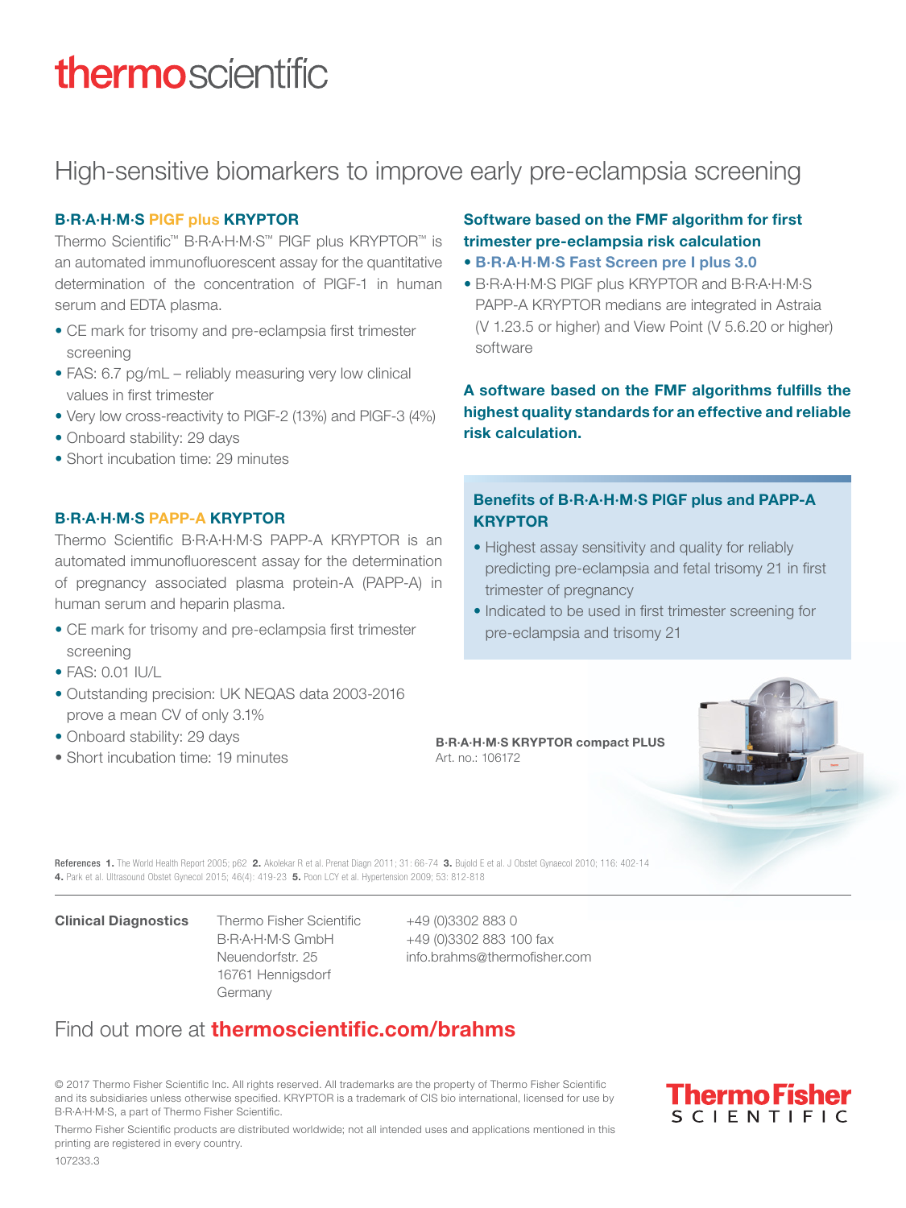thermoscientific

# High-sensitive biomarkers to improve early pre-eclampsia screening

### B·R·A·H·M·S PlGF plus KRYPTOR

Thermo Scientific™ B·R·A·H·M·S™ PlGF plus KRYPTOR™ is an automated immunofluorescent assay for the quantitative determination of the concentration of PlGF-1 in human serum and EDTA plasma.

- CE mark for trisomy and pre-eclampsia first trimester screening
- FAS: 6.7 pg/mL – reliably measuring very low clinical values in first trimester
- Very low cross-reactivity to PlGF-2 (13%) and PlGF-3 (4%)
- Onboard stability: 29 days
- Short incubation time: 29 minutes

### B·R·A·H·M·S PAPP-A KRYPTOR

Thermo Scientific B·R·A·H·M·S PAPP-A KRYPTOR is an automated immunofluorescent assay for the determination of pregnancy associated plasma protein-A (PAPP-A) in human serum and heparin plasma.

- CE mark for trisomy and pre-eclampsia first trimester screening
- FAS: 0.01 IU/L
- Outstanding precision: UK NEQAS data 2003-2016 prove a mean CV of only 3.1%
- Onboard stability: 29 days
- Short incubation time: 19 minutes

### Software based on the FMF algorithm for first trimester pre-eclampsia risk calculation

- **B·R·A·H·M·S Fast Screen pre I plus 3.0**
- B·R·A·H·M·S PlGF plus KRYPTOR and B·R·A·H·M·S PAPP-A KRYPTOR medians are integrated in Astraia (V 1.23.5 or higher) and View Point (V 5.6.20 or higher) software

**A software based on the FMF algorithms fulfills the highest quality standards for an effective and reliable risk calculation.**

### Benefits of B·R·A·H·M·S PlGF plus and PAPP-A KRYPTOR

- Highest assay sensitivity and quality for reliably predicting pre-eclampsia and fetal trisomy 21 in first trimester of pregnancy
- Indicated to be used in first trimester screening for pre-eclampsia and trisomy 21

**B·R·A·H·M·S KRYPTOR compact PLUS**
Art. no.: 106172

**References** **1.** The World Health Report 2005; p62 **2.** Akolekar R et al. Prenat Diagn 2011; 31: 66-74 **3.** Bujold E et al. J Obstet Gynaecol 2010; 116: 402-14 **4.** Park et al. Ultrasound Obstet Gynecol 2015; 46(4): 419-23 **5.** Poon LCY et al. Hypertension 2009; 53: 812-818

**Clinical Diagnostics**

Thermo Fisher Scientific
B·R·A·H·M·S GmbH
Neuendorfstr. 25
16761 Hennigsdorf
Germany

+49 (0)3302 883 0
+49 (0)3302 883 100 fax
info.brahms@thermofisher.com

## Find out more at thermoscientific.com/brahms

© 2017 Thermo Fisher Scientific Inc. All rights reserved. All trademarks are the property of Thermo Fisher Scientific and its subsidiaries unless otherwise specified. KRYPTOR is a trademark of CIS bio international, licensed for use by B·R·A·H·M·S, a part of Thermo Fisher Scientific.

Thermo Fisher Scientific products are distributed worldwide; not all intended uses and applications mentioned in this printing are registered in every country.

107233.3

ThermoFisher SCIENTIFIC